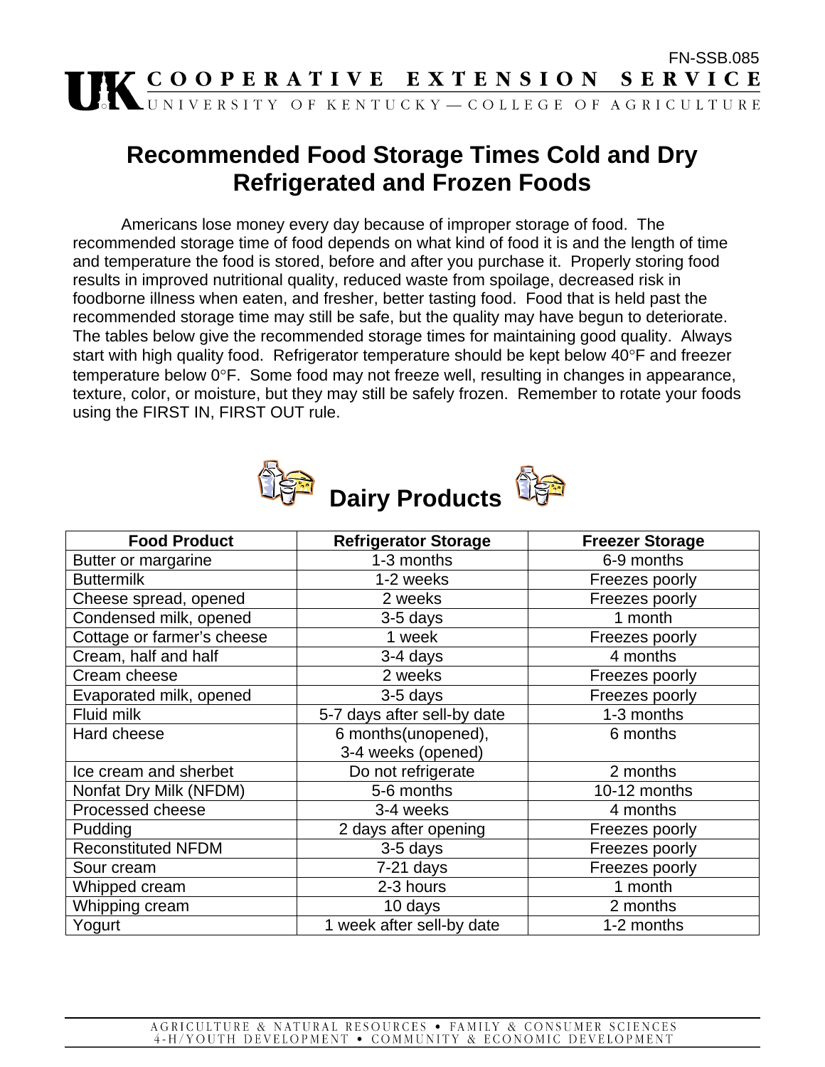FN-SSB.085

**COOPERATIVE EXTENSION SERVICE**
UNIVERSITY OF KENTUCKY — COLLEGE OF AGRICULTURE

# Recommended Food Storage Times Cold and Dry Refrigerated and Frozen Foods

Americans lose money every day because of improper storage of food. The recommended storage time of food depends on what kind of food it is and the length of time and temperature the food is stored, before and after you purchase it. Properly storing food results in improved nutritional quality, reduced waste from spoilage, decreased risk in foodborne illness when eaten, and fresher, better tasting food. Food that is held past the recommended storage time may still be safe, but the quality may have begun to deteriorate. The tables below give the recommended storage times for maintaining good quality. Always start with high quality food. Refrigerator temperature should be kept below 40°F and freezer temperature below 0°F. Some food may not freeze well, resulting in changes in appearance, texture, color, or moisture, but they may still be safely frozen. Remember to rotate your foods using the FIRST IN, FIRST OUT rule.

## Dairy Products

| Food Product | Refrigerator Storage | Freezer Storage |
|---|---|---|
| Butter or margarine | 1-3 months | 6-9 months |
| Buttermilk | 1-2 weeks | Freezes poorly |
| Cheese spread, opened | 2 weeks | Freezes poorly |
| Condensed milk, opened | 3-5 days | 1 month |
| Cottage or farmer's cheese | 1 week | Freezes poorly |
| Cream, half and half | 3-4 days | 4 months |
| Cream cheese | 2 weeks | Freezes poorly |
| Evaporated milk, opened | 3-5 days | Freezes poorly |
| Fluid milk | 5-7 days after sell-by date | 1-3 months |
| Hard cheese | 6 months(unopened), 3-4 weeks (opened) | 6 months |
| Ice cream and sherbet | Do not refrigerate | 2 months |
| Nonfat Dry Milk (NFDM) | 5-6 months | 10-12 months |
| Processed cheese | 3-4 weeks | 4 months |
| Pudding | 2 days after opening | Freezes poorly |
| Reconstituted NFDM | 3-5 days | Freezes poorly |
| Sour cream | 7-21 days | Freezes poorly |
| Whipped cream | 2-3 hours | 1 month |
| Whipping cream | 10 days | 2 months |
| Yogurt | 1 week after sell-by date | 1-2 months |

AGRICULTURE & NATURAL RESOURCES • FAMILY & CONSUMER SCIENCES
4-H/YOUTH DEVELOPMENT • COMMUNITY & ECONOMIC DEVELOPMENT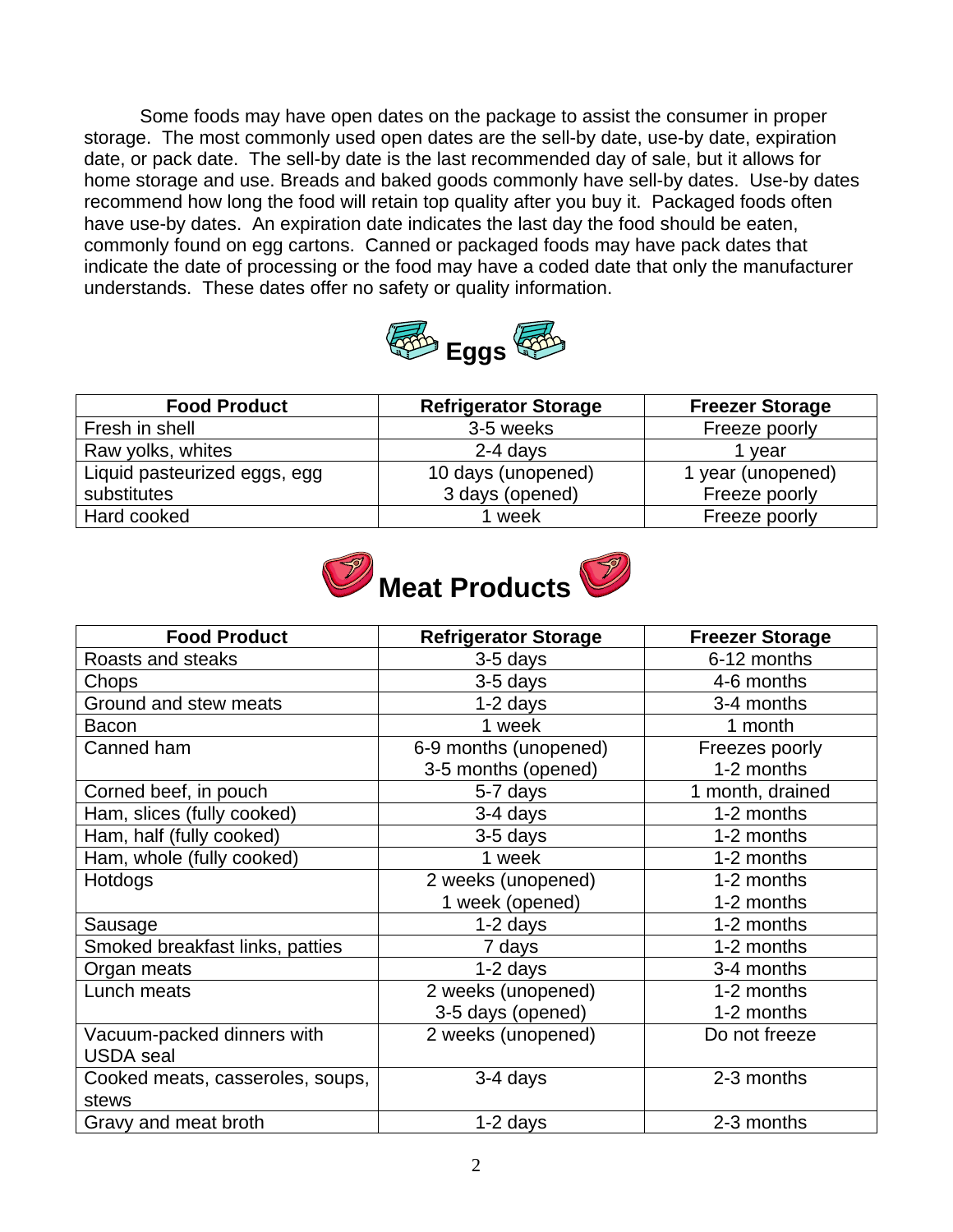Some foods may have open dates on the package to assist the consumer in proper storage. The most commonly used open dates are the sell-by date, use-by date, expiration date, or pack date. The sell-by date is the last recommended day of sale, but it allows for home storage and use. Breads and baked goods commonly have sell-by dates. Use-by dates recommend how long the food will retain top quality after you buy it. Packaged foods often have use-by dates. An expiration date indicates the last day the food should be eaten, commonly found on egg cartons. Canned or packaged foods may have pack dates that indicate the date of processing or the food may have a coded date that only the manufacturer understands. These dates offer no safety or quality information.

## Eggs

| Food Product | Refrigerator Storage | Freezer Storage |
|---|---|---|
| Fresh in shell | 3-5 weeks | Freeze poorly |
| Raw yolks, whites | 2-4 days | 1 year |
| Liquid pasteurized eggs, egg substitutes | 10 days (unopened)<br>3 days (opened) | 1 year (unopened)<br>Freeze poorly |
| Hard cooked | 1 week | Freeze poorly |

## Meat Products

| Food Product | Refrigerator Storage | Freezer Storage |
|---|---|---|
| Roasts and steaks | 3-5 days | 6-12 months |
| Chops | 3-5 days | 4-6 months |
| Ground and stew meats | 1-2 days | 3-4 months |
| Bacon | 1 week | 1 month |
| Canned ham | 6-9 months (unopened)<br>3-5 months (opened) | Freezes poorly<br>1-2 months |
| Corned beef, in pouch | 5-7 days | 1 month, drained |
| Ham, slices (fully cooked) | 3-4 days | 1-2 months |
| Ham, half (fully cooked) | 3-5 days | 1-2 months |
| Ham, whole (fully cooked) | 1 week | 1-2 months |
| Hotdogs | 2 weeks (unopened)<br>1 week (opened) | 1-2 months<br>1-2 months |
| Sausage | 1-2 days | 1-2 months |
| Smoked breakfast links, patties | 7 days | 1-2 months |
| Organ meats | 1-2 days | 3-4 months |
| Lunch meats | 2 weeks (unopened)<br>3-5 days (opened) | 1-2 months<br>1-2 months |
| Vacuum-packed dinners with USDA seal | 2 weeks (unopened) | Do not freeze |
| Cooked meats, casseroles, soups, stews | 3-4 days | 2-3 months |
| Gravy and meat broth | 1-2 days | 2-3 months |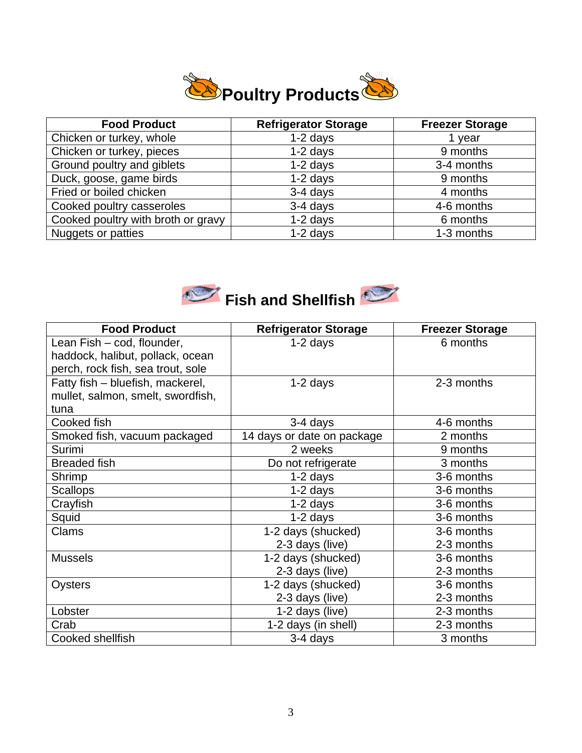# Poultry Products

| Food Product | Refrigerator Storage | Freezer Storage |
|---|---|---|
| Chicken or turkey, whole | 1-2 days | 1 year |
| Chicken or turkey, pieces | 1-2 days | 9 months |
| Ground poultry and giblets | 1-2 days | 3-4 months |
| Duck, goose, game birds | 1-2 days | 9 months |
| Fried or boiled chicken | 3-4 days | 4 months |
| Cooked poultry casseroles | 3-4 days | 4-6 months |
| Cooked poultry with broth or gravy | 1-2 days | 6 months |
| Nuggets or patties | 1-2 days | 1-3 months |

# Fish and Shellfish

| Food Product | Refrigerator Storage | Freezer Storage |
|---|---|---|
| Lean Fish – cod, flounder, haddock, halibut, pollack, ocean perch, rock fish, sea trout, sole | 1-2 days | 6 months |
| Fatty fish – bluefish, mackerel, mullet, salmon, smelt, swordfish, tuna | 1-2 days | 2-3 months |
| Cooked fish | 3-4 days | 4-6 months |
| Smoked fish, vacuum packaged | 14 days or date on package | 2 months |
| Surimi | 2 weeks | 9 months |
| Breaded fish | Do not refrigerate | 3 months |
| Shrimp | 1-2 days | 3-6 months |
| Scallops | 1-2 days | 3-6 months |
| Crayfish | 1-2 days | 3-6 months |
| Squid | 1-2 days | 3-6 months |
| Clams | 1-2 days (shucked)<br>2-3 days (live) | 3-6 months<br>2-3 months |
| Mussels | 1-2 days (shucked)<br>2-3 days (live) | 3-6 months<br>2-3 months |
| Oysters | 1-2 days (shucked)<br>2-3 days (live) | 3-6 months<br>2-3 months |
| Lobster | 1-2 days (live) | 2-3 months |
| Crab | 1-2 days (in shell) | 2-3 months |
| Cooked shellfish | 3-4 days | 3 months |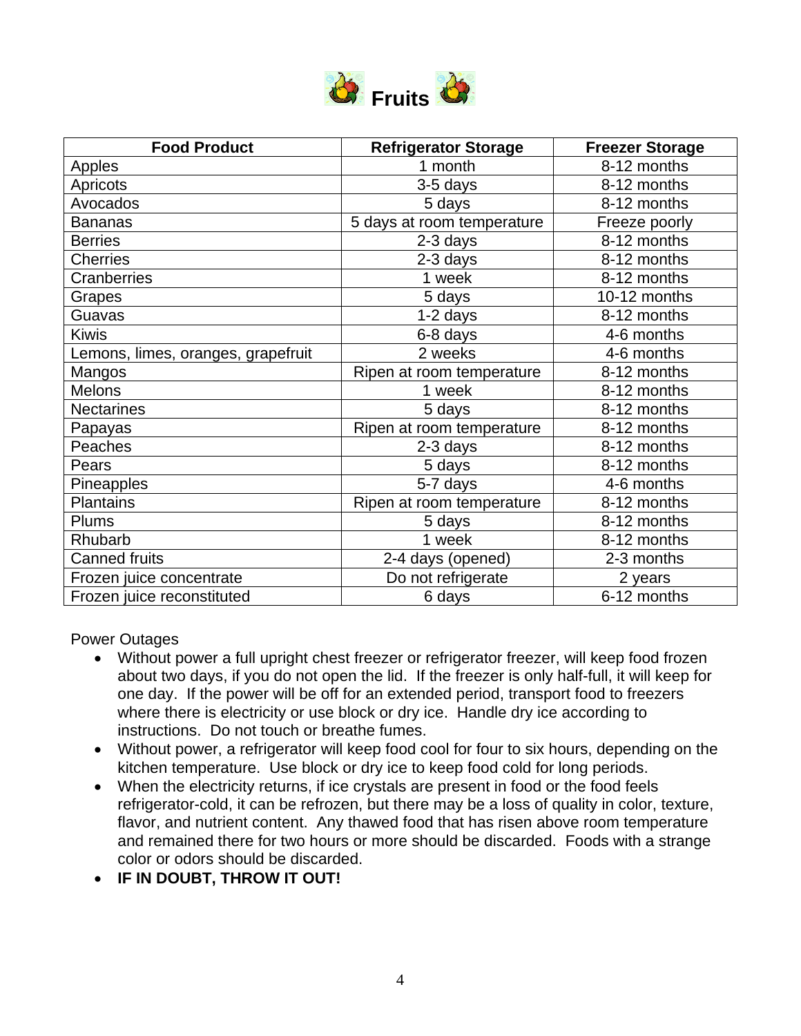# Fruits

| Food Product | Refrigerator Storage | Freezer Storage |
|---|---|---|
| Apples | 1 month | 8-12 months |
| Apricots | 3-5 days | 8-12 months |
| Avocados | 5 days | 8-12 months |
| Bananas | 5 days at room temperature | Freeze poorly |
| Berries | 2-3 days | 8-12 months |
| Cherries | 2-3 days | 8-12 months |
| Cranberries | 1 week | 8-12 months |
| Grapes | 5 days | 10-12 months |
| Guavas | 1-2 days | 8-12 months |
| Kiwis | 6-8 days | 4-6 months |
| Lemons, limes, oranges, grapefruit | 2 weeks | 4-6 months |
| Mangos | Ripen at room temperature | 8-12 months |
| Melons | 1 week | 8-12 months |
| Nectarines | 5 days | 8-12 months |
| Papayas | Ripen at room temperature | 8-12 months |
| Peaches | 2-3 days | 8-12 months |
| Pears | 5 days | 8-12 months |
| Pineapples | 5-7 days | 4-6 months |
| Plantains | Ripen at room temperature | 8-12 months |
| Plums | 5 days | 8-12 months |
| Rhubarb | 1 week | 8-12 months |
| Canned fruits | 2-4 days (opened) | 2-3 months |
| Frozen juice concentrate | Do not refrigerate | 2 years |
| Frozen juice reconstituted | 6 days | 6-12 months |

Power Outages

- Without power a full upright chest freezer or refrigerator freezer, will keep food frozen about two days, if you do not open the lid. If the freezer is only half-full, it will keep for one day. If the power will be off for an extended period, transport food to freezers where there is electricity or use block or dry ice. Handle dry ice according to instructions. Do not touch or breathe fumes.
- Without power, a refrigerator will keep food cool for four to six hours, depending on the kitchen temperature. Use block or dry ice to keep food cold for long periods.
- When the electricity returns, if ice crystals are present in food or the food feels refrigerator-cold, it can be refrozen, but there may be a loss of quality in color, texture, flavor, and nutrient content. Any thawed food that has risen above room temperature and remained there for two hours or more should be discarded. Foods with a strange color or odors should be discarded.
- **IF IN DOUBT, THROW IT OUT!**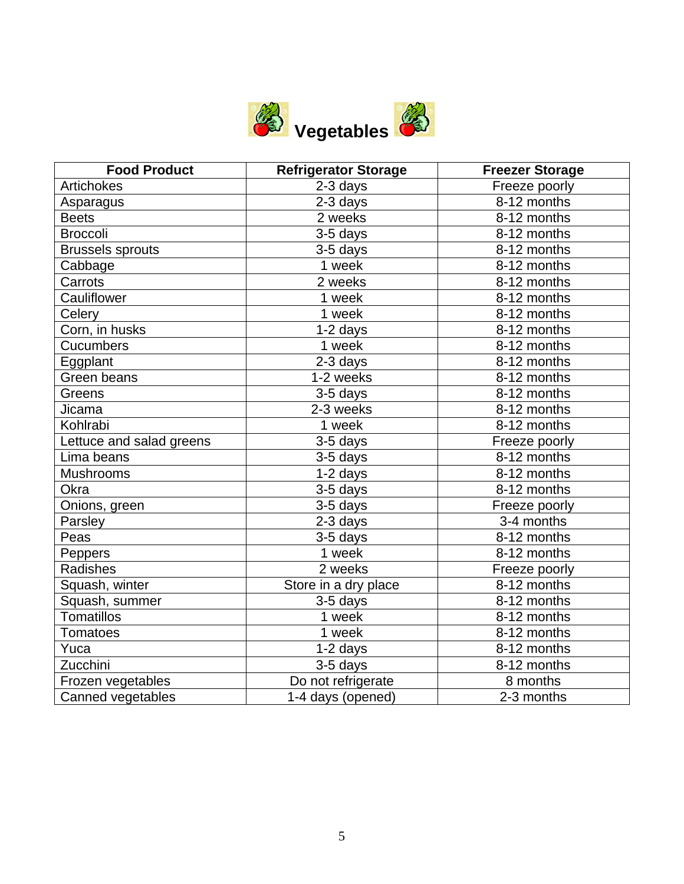# Vegetables

| Food Product | Refrigerator Storage | Freezer Storage |
|---|---|---|
| Artichokes | 2-3 days | Freeze poorly |
| Asparagus | 2-3 days | 8-12 months |
| Beets | 2 weeks | 8-12 months |
| Broccoli | 3-5 days | 8-12 months |
| Brussels sprouts | 3-5 days | 8-12 months |
| Cabbage | 1 week | 8-12 months |
| Carrots | 2 weeks | 8-12 months |
| Cauliflower | 1 week | 8-12 months |
| Celery | 1 week | 8-12 months |
| Corn, in husks | 1-2 days | 8-12 months |
| Cucumbers | 1 week | 8-12 months |
| Eggplant | 2-3 days | 8-12 months |
| Green beans | 1-2 weeks | 8-12 months |
| Greens | 3-5 days | 8-12 months |
| Jicama | 2-3 weeks | 8-12 months |
| Kohlrabi | 1 week | 8-12 months |
| Lettuce and salad greens | 3-5 days | Freeze poorly |
| Lima beans | 3-5 days | 8-12 months |
| Mushrooms | 1-2 days | 8-12 months |
| Okra | 3-5 days | 8-12 months |
| Onions, green | 3-5 days | Freeze poorly |
| Parsley | 2-3 days | 3-4 months |
| Peas | 3-5 days | 8-12 months |
| Peppers | 1 week | 8-12 months |
| Radishes | 2 weeks | Freeze poorly |
| Squash, winter | Store in a dry place | 8-12 months |
| Squash, summer | 3-5 days | 8-12 months |
| Tomatillos | 1 week | 8-12 months |
| Tomatoes | 1 week | 8-12 months |
| Yuca | 1-2 days | 8-12 months |
| Zucchini | 3-5 days | 8-12 months |
| Frozen vegetables | Do not refrigerate | 8 months |
| Canned vegetables | 1-4 days (opened) | 2-3 months |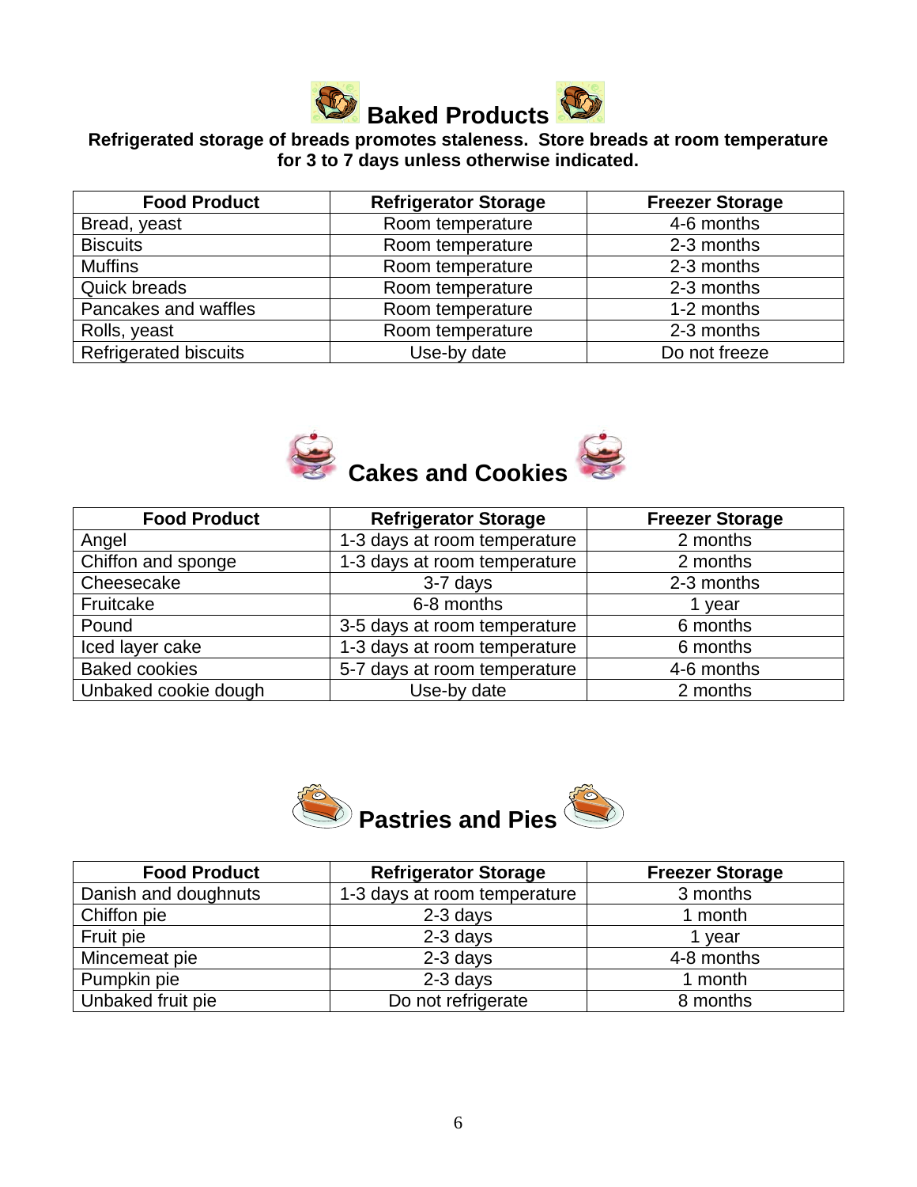## Baked Products

**Refrigerated storage of breads promotes staleness. Store breads at room temperature for 3 to 7 days unless otherwise indicated.**

| Food Product | Refrigerator Storage | Freezer Storage |
|---|---|---|
| Bread, yeast | Room temperature | 4-6 months |
| Biscuits | Room temperature | 2-3 months |
| Muffins | Room temperature | 2-3 months |
| Quick breads | Room temperature | 2-3 months |
| Pancakes and waffles | Room temperature | 1-2 months |
| Rolls, yeast | Room temperature | 2-3 months |
| Refrigerated biscuits | Use-by date | Do not freeze |

## Cakes and Cookies

| Food Product | Refrigerator Storage | Freezer Storage |
|---|---|---|
| Angel | 1-3 days at room temperature | 2 months |
| Chiffon and sponge | 1-3 days at room temperature | 2 months |
| Cheesecake | 3-7 days | 2-3 months |
| Fruitcake | 6-8 months | 1 year |
| Pound | 3-5 days at room temperature | 6 months |
| Iced layer cake | 1-3 days at room temperature | 6 months |
| Baked cookies | 5-7 days at room temperature | 4-6 months |
| Unbaked cookie dough | Use-by date | 2 months |

## Pastries and Pies

| Food Product | Refrigerator Storage | Freezer Storage |
|---|---|---|
| Danish and doughnuts | 1-3 days at room temperature | 3 months |
| Chiffon pie | 2-3 days | 1 month |
| Fruit pie | 2-3 days | 1 year |
| Mincemeat pie | 2-3 days | 4-8 months |
| Pumpkin pie | 2-3 days | 1 month |
| Unbaked fruit pie | Do not refrigerate | 8 months |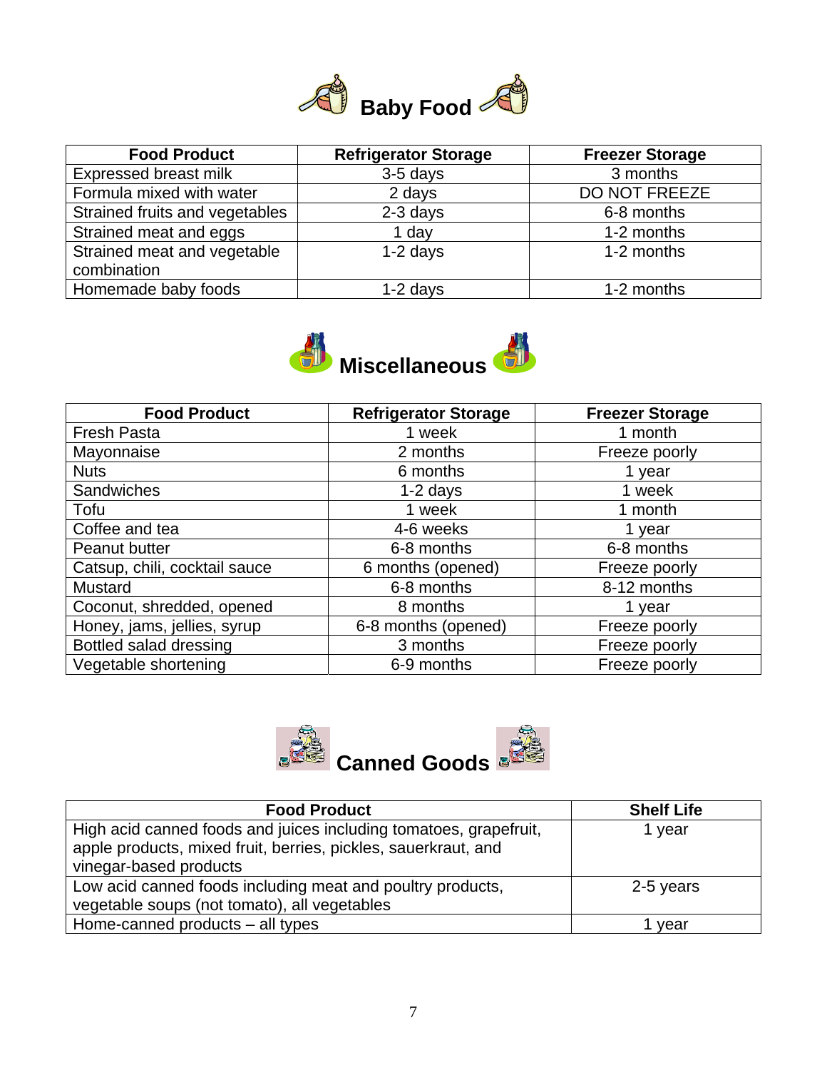## Baby Food

| Food Product | Refrigerator Storage | Freezer Storage |
| --- | --- | --- |
| Expressed breast milk | 3-5 days | 3 months |
| Formula mixed with water | 2 days | DO NOT FREEZE |
| Strained fruits and vegetables | 2-3 days | 6-8 months |
| Strained meat and eggs | 1 day | 1-2 months |
| Strained meat and vegetable combination | 1-2 days | 1-2 months |
| Homemade baby foods | 1-2 days | 1-2 months |

## Miscellaneous

| Food Product | Refrigerator Storage | Freezer Storage |
| --- | --- | --- |
| Fresh Pasta | 1 week | 1 month |
| Mayonnaise | 2 months | Freeze poorly |
| Nuts | 6 months | 1 year |
| Sandwiches | 1-2 days | 1 week |
| Tofu | 1 week | 1 month |
| Coffee and tea | 4-6 weeks | 1 year |
| Peanut butter | 6-8 months | 6-8 months |
| Catsup, chili, cocktail sauce | 6 months (opened) | Freeze poorly |
| Mustard | 6-8 months | 8-12 months |
| Coconut, shredded, opened | 8 months | 1 year |
| Honey, jams, jellies, syrup | 6-8 months (opened) | Freeze poorly |
| Bottled salad dressing | 3 months | Freeze poorly |
| Vegetable shortening | 6-9 months | Freeze poorly |

## Canned Goods

| Food Product | Shelf Life |
| --- | --- |
| High acid canned foods and juices including tomatoes, grapefruit, apple products, mixed fruit, berries, pickles, sauerkraut, and vinegar-based products | 1 year |
| Low acid canned foods including meat and poultry products, vegetable soups (not tomato), all vegetables | 2-5 years |
| Home-canned products – all types | 1 year |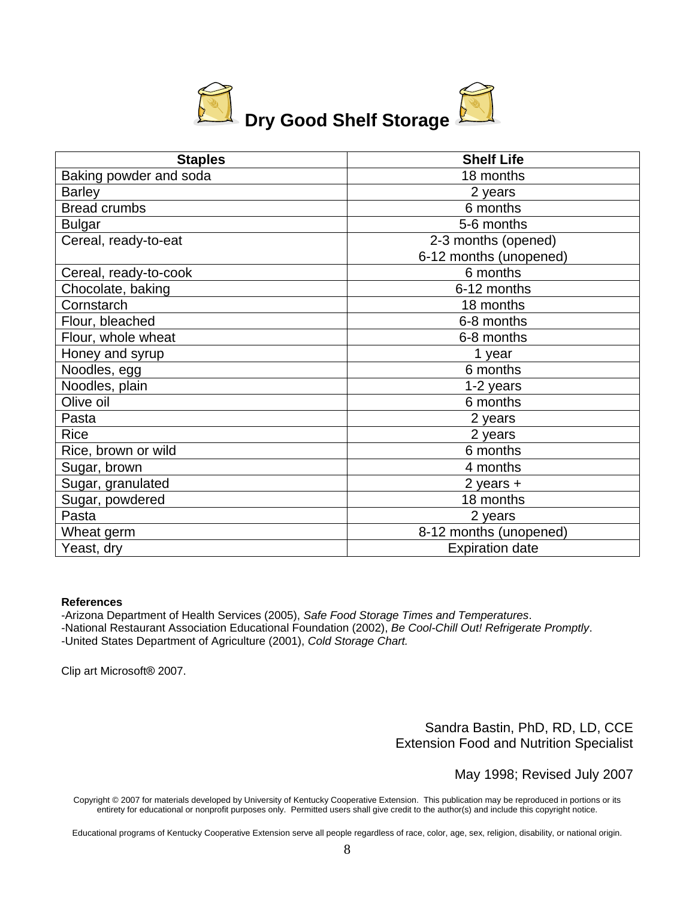## Dry Good Shelf Storage

| Staples | Shelf Life |
|---|---|
| Baking powder and soda | 18 months |
| Barley | 2 years |
| Bread crumbs | 6 months |
| Bulgar | 5-6 months |
| Cereal, ready-to-eat | 2-3 months (opened)<br>6-12 months (unopened) |
| Cereal, ready-to-cook | 6 months |
| Chocolate, baking | 6-12 months |
| Cornstarch | 18 months |
| Flour, bleached | 6-8 months |
| Flour, whole wheat | 6-8 months |
| Honey and syrup | 1 year |
| Noodles, egg | 6 months |
| Noodles, plain | 1-2 years |
| Olive oil | 6 months |
| Pasta | 2 years |
| Rice | 2 years |
| Rice, brown or wild | 6 months |
| Sugar, brown | 4 months |
| Sugar, granulated | 2 years + |
| Sugar, powdered | 18 months |
| Pasta | 2 years |
| Wheat germ | 8-12 months (unopened) |
| Yeast, dry | Expiration date |

**References**

-Arizona Department of Health Services (2005), *Safe Food Storage Times and Temperatures*.
-National Restaurant Association Educational Foundation (2002), *Be Cool-Chill Out! Refrigerate Promptly*.
-United States Department of Agriculture (2001), *Cold Storage Chart.*

Clip art Microsoft® 2007.

Sandra Bastin, PhD, RD, LD, CCE
Extension Food and Nutrition Specialist

May 1998; Revised July 2007

Copyright © 2007 for materials developed by University of Kentucky Cooperative Extension. This publication may be reproduced in portions or its entirety for educational or nonprofit purposes only. Permitted users shall give credit to the author(s) and include this copyright notice.

Educational programs of Kentucky Cooperative Extension serve all people regardless of race, color, age, sex, religion, disability, or national origin.